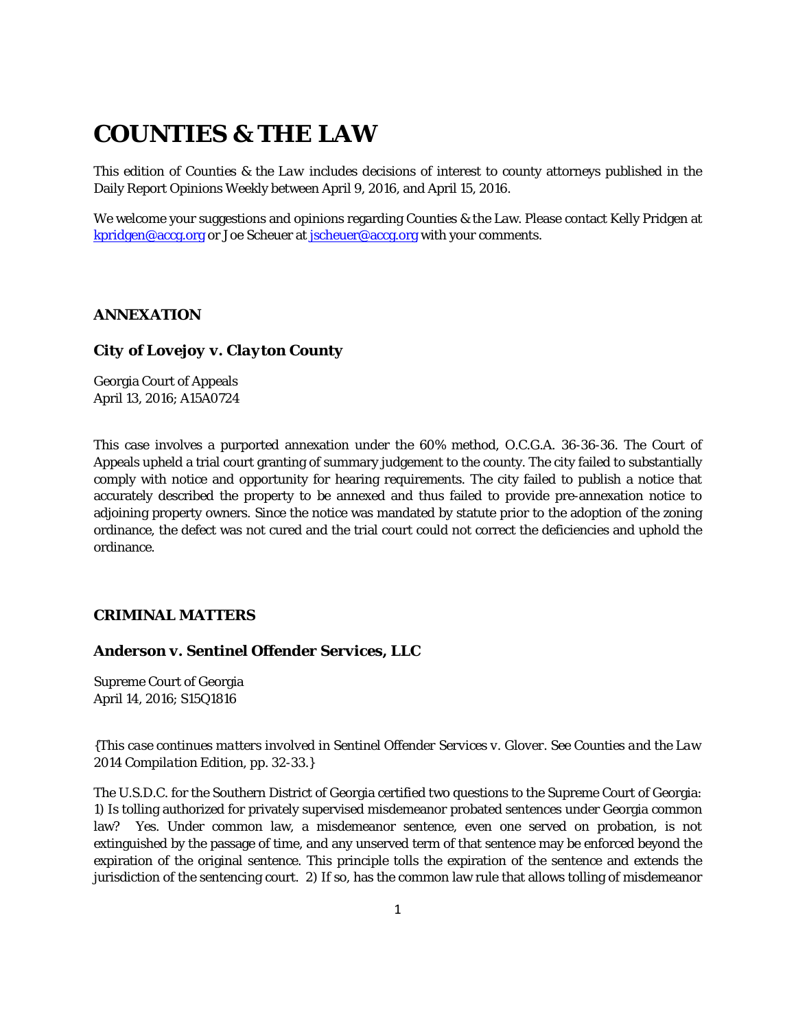# COUNTIES & THE LAW

This edition of Counties & the *Law* includes decisions of interest to county attorneys published in the Daily Report Opinions Weekly between April 9, 2016, and April 15, 2016.

We welcome your suggestions and opinions regarding Counties & the Law. Please contact Kelly Pridgen at kpridgen@accg.org or Joe Scheuer at jscheuer@accg.org with your comments.

## ANNEXATION

### City of Lovejoy v. Clayton County

Georgia Court of Appeals
April 13, 2016; A15A0724

This case involves a purported annexation under the 60% method, O.C.G.A. 36-36-36. The Court of Appeals upheld a trial court granting of summary judgement to the county. The city failed to substantially comply with notice and opportunity for hearing requirements. The city failed to publish a notice that accurately described the property to be annexed and thus failed to provide pre-annexation notice to adjoining property owners. Since the notice was mandated by statute prior to the adoption of the zoning ordinance, the defect was not cured and the trial court could not correct the deficiencies and uphold the ordinance.

## CRIMINAL MATTERS

### Anderson v. Sentinel Offender Services, LLC

Supreme Court of Georgia
April 14, 2016; S15Q1816

*{This case continues matters involved in Sentinel Offender Services v. Glover. See Counties and the Law 2014 Compilation Edition, pp. 32-33.}*

The U.S.D.C. for the Southern District of Georgia certified two questions to the Supreme Court of Georgia: 1) Is tolling authorized for privately supervised misdemeanor probated sentences under Georgia common law? Yes. Under common law, a misdemeanor sentence, even one served on probation, is not extinguished by the passage of time, and any unserved term of that sentence may be enforced beyond the expiration of the original sentence. This principle tolls the expiration of the sentence and extends the jurisdiction of the sentencing court. 2) If so, has the common law rule that allows tolling of misdemeanor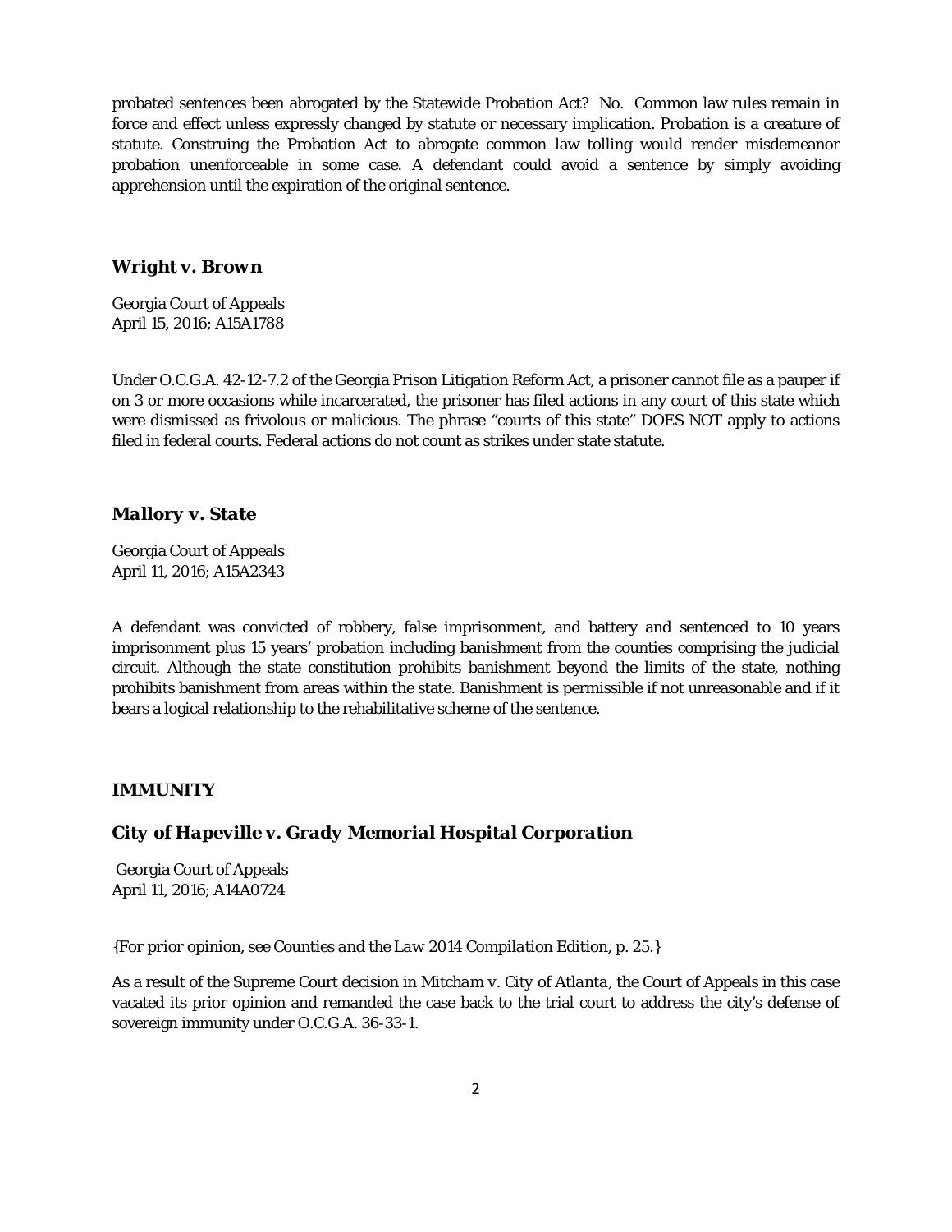probated sentences been abrogated by the Statewide Probation Act? No. Common law rules remain in force and effect unless expressly changed by statute or necessary implication. Probation is a creature of statute. Construing the Probation Act to abrogate common law tolling would render misdemeanor probation unenforceable in some case. A defendant could avoid a sentence by simply avoiding apprehension until the expiration of the original sentence.

### *Wright v. Brown*

Georgia Court of Appeals
April 15, 2016; A15A1788

Under O.C.G.A. 42-12-7.2 of the Georgia Prison Litigation Reform Act, a prisoner cannot file as a pauper if on 3 or more occasions while incarcerated, the prisoner has filed actions in any court of this state which were dismissed as frivolous or malicious. The phrase "courts of this state" DOES NOT apply to actions filed in federal courts. Federal actions do not count as strikes under state statute.

### *Mallory v. State*

Georgia Court of Appeals
April 11, 2016; A15A2343

A defendant was convicted of robbery, false imprisonment, and battery and sentenced to 10 years imprisonment plus 15 years' probation including banishment from the counties comprising the judicial circuit. Although the state constitution prohibits banishment beyond the limits of the state, nothing prohibits banishment from areas within the state. Banishment is permissible if not unreasonable and if it bears a logical relationship to the rehabilitative scheme of the sentence.

## IMMUNITY

### *City of Hapeville v. Grady Memorial Hospital Corporation*

Georgia Court of Appeals
April 11, 2016; A14A0724

*{For prior opinion, see Counties and the Law 2014 Compilation Edition, p. 25.}*

As a result of the Supreme Court decision in *Mitcham v. City of Atlanta*, the Court of Appeals in this case vacated its prior opinion and remanded the case back to the trial court to address the city's defense of sovereign immunity under O.C.G.A. 36-33-1.